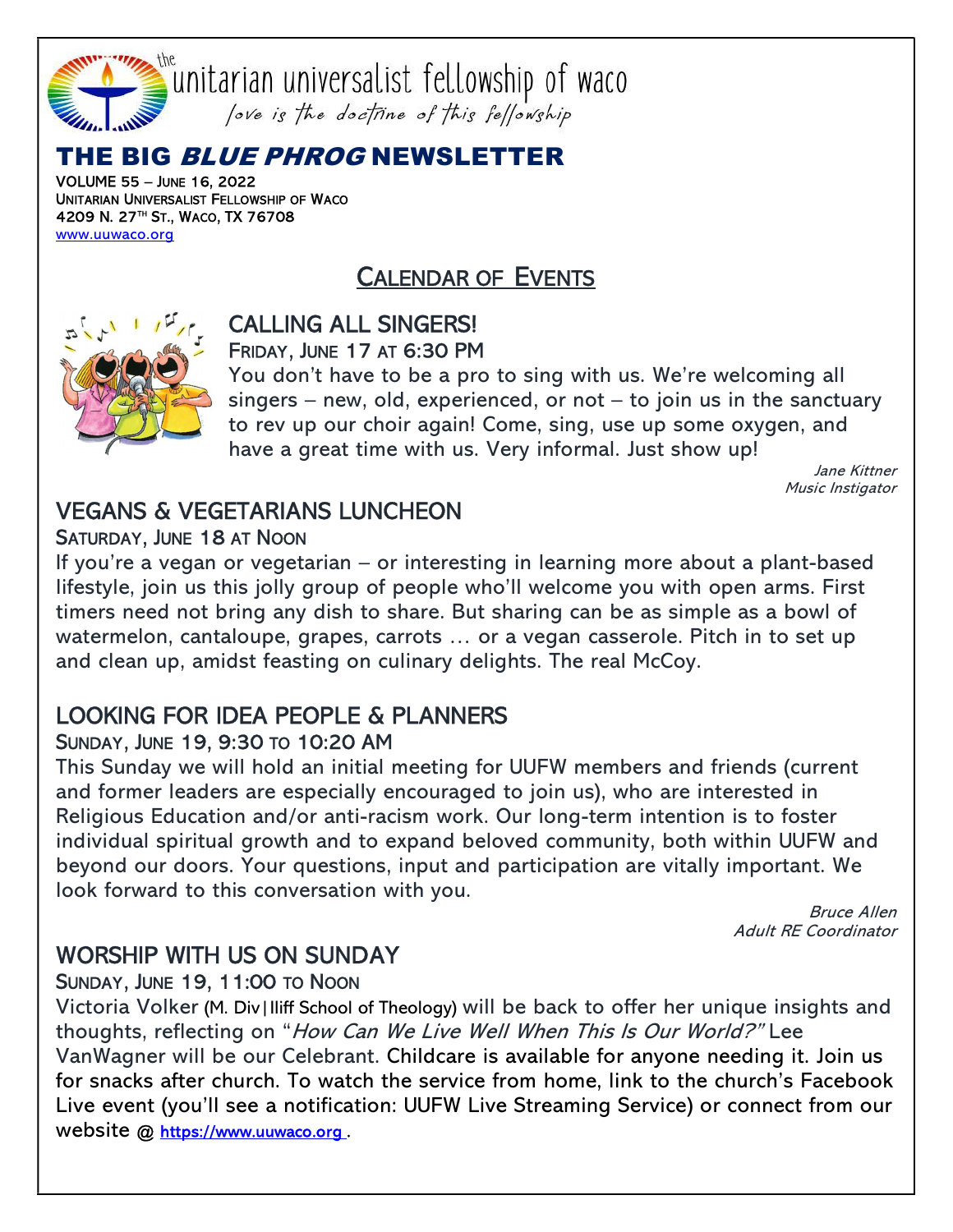the unitarian universalist fellowship of waco

*love is the doctrine of this fellowship*

# THE BIG *BLUE PHROG* NEWSLETTER

**VOLUME 55 – JUNE 16, 2022**
**UNITARIAN UNIVERSALIST FELLOWSHIP OF WACO**
**4209 N. 27TH ST., WACO, TX 76708**
www.uuwaco.org

## CALENDAR OF EVENTS

### CALLING ALL SINGERS!

FRIDAY, JUNE 17 AT 6:30 PM

You don't have to be a pro to sing with us. We're welcoming all singers – new, old, experienced, or not – to join us in the sanctuary to rev up our choir again! Come, sing, use up some oxygen, and have a great time with us. Very informal. Just show up!

*Jane Kittner*
*Music Instigator*

### VEGANS & VEGETARIANS LUNCHEON

SATURDAY, JUNE 18 AT NOON

If you're a vegan or vegetarian – or interesting in learning more about a plant-based lifestyle, join us this jolly group of people who'll welcome you with open arms. First timers need not bring any dish to share. But sharing can be as simple as a bowl of watermelon, cantaloupe, grapes, carrots … or a vegan casserole. Pitch in to set up and clean up, amidst feasting on culinary delights. The real McCoy.

### LOOKING FOR IDEA PEOPLE & PLANNERS

SUNDAY, JUNE 19, 9:30 TO 10:20 AM

This Sunday we will hold an initial meeting for UUFW members and friends (current and former leaders are especially encouraged to join us), who are interested in Religious Education and/or anti-racism work. Our long-term intention is to foster individual spiritual growth and to expand beloved community, both within UUFW and beyond our doors. Your questions, input and participation are vitally important. We look forward to this conversation with you.

*Bruce Allen*
*Adult RE Coordinator*

### WORSHIP WITH US ON SUNDAY

SUNDAY, JUNE 19, 11:00 TO NOON

Victoria Volker (M. Div|Iliff School of Theology) will be back to offer her unique insights and thoughts, reflecting on "*How Can We Live Well When This Is Our World?*" Lee VanWagner will be our Celebrant. Childcare is available for anyone needing it. Join us for snacks after church. To watch the service from home, link to the church's Facebook Live event (you'll see a notification: UUFW Live Streaming Service) or connect from our website @ https://www.uuwaco.org .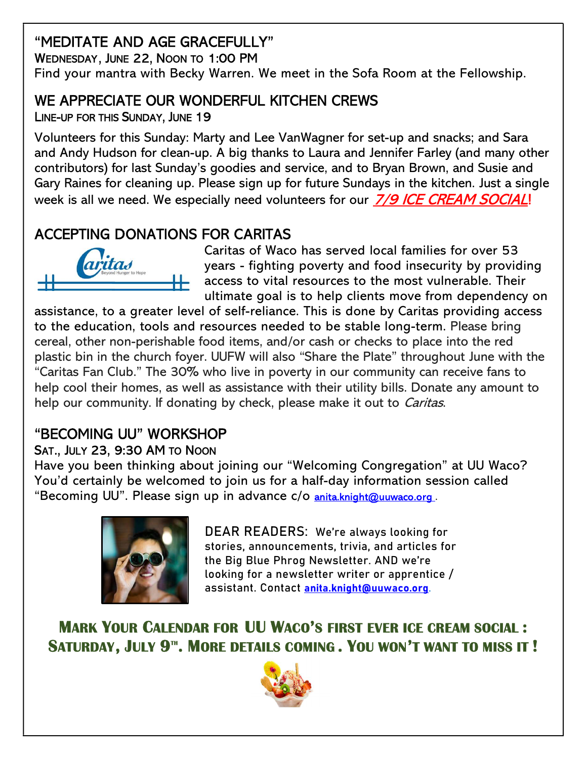## "MEDITATE AND AGE GRACEFULLY"

WEDNESDAY, JUNE 22, NOON TO 1:00 PM

Find your mantra with Becky Warren. We meet in the Sofa Room at the Fellowship.

## WE APPRECIATE OUR WONDERFUL KITCHEN CREWS

LINE-UP FOR THIS SUNDAY, JUNE 19

Volunteers for this Sunday: Marty and Lee VanWagner for set-up and snacks; and Sara and Andy Hudson for clean-up. A big thanks to Laura and Jennifer Farley (and many other contributors) for last Sunday's goodies and service, and to Bryan Brown, and Susie and Gary Raines for cleaning up. Please sign up for future Sundays in the kitchen. Just a single week is all we need. We especially need volunteers for our ***7/9 ICE CREAM SOCIAL*!**

## ACCEPTING DONATIONS FOR CARITAS

Caritas of Waco has served local families for over 53 years - fighting poverty and food insecurity by providing access to vital resources to the most vulnerable. Their ultimate goal is to help clients move from dependency on assistance, to a greater level of self-reliance. This is done by Caritas providing access to the education, tools and resources needed to be stable long-term. Please bring cereal, other non-perishable food items, and/or cash or checks to place into the red plastic bin in the church foyer. UUFW will also "Share the Plate" throughout June with the "Caritas Fan Club." The 30% who live in poverty in our community can receive fans to help cool their homes, as well as assistance with their utility bills. Donate any amount to help our community. If donating by check, please make it out to *Caritas*.

## "BECOMING UU" WORKSHOP

SAT., JULY 23, 9:30 AM TO NOON

Have you been thinking about joining our "Welcoming Congregation" at UU Waco? You'd certainly be welcomed to join us for a half-day information session called "Becoming UU". Please sign up in advance c/o anita.knight@uuwaco.org .

DEAR READERS: We're always looking for stories, announcements, trivia, and articles for the Big Blue Phrog Newsletter. AND we're looking for a newsletter writer or apprentice / assistant. Contact **anita.knight@uuwaco.org**.

**MARK YOUR CALENDAR FOR UU WACO'S FIRST EVER ICE CREAM SOCIAL : SATURDAY, JULY 9TH. MORE DETAILS COMING . YOU WON'T WANT TO MISS IT !**